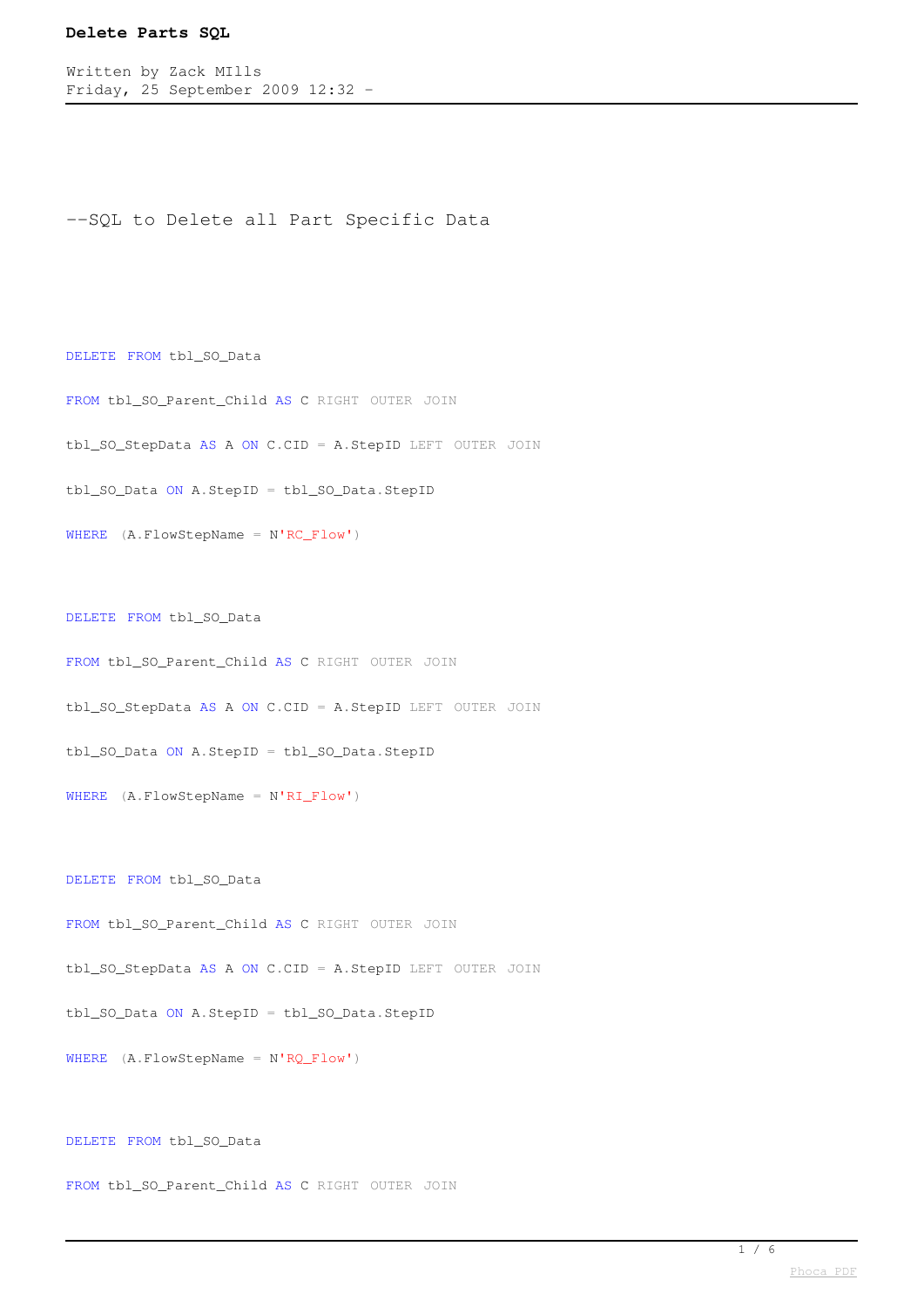**Delete Parts SQL**

Written by Zack MIlls
Friday, 25 September 2009 12:32 -

```
--SQL to Delete all Part Specific Data

DELETE FROM tbl_SO_Data

FROM tbl_SO_Parent_Child AS C RIGHT OUTER JOIN

tbl_SO_StepData AS A ON C.CID = A.StepID LEFT OUTER JOIN

tbl_SO_Data ON A.StepID = tbl_SO_Data.StepID

WHERE (A.FlowStepName = N'RC_Flow')

DELETE FROM tbl_SO_Data

FROM tbl_SO_Parent_Child AS C RIGHT OUTER JOIN

tbl_SO_StepData AS A ON C.CID = A.StepID LEFT OUTER JOIN

tbl_SO_Data ON A.StepID = tbl_SO_Data.StepID

WHERE (A.FlowStepName = N'RI_Flow')

DELETE FROM tbl_SO_Data

FROM tbl_SO_Parent_Child AS C RIGHT OUTER JOIN

tbl_SO_StepData AS A ON C.CID = A.StepID LEFT OUTER JOIN

tbl_SO_Data ON A.StepID = tbl_SO_Data.StepID

WHERE (A.FlowStepName = N'RQ_Flow')

DELETE FROM tbl_SO_Data

FROM tbl_SO_Parent_Child AS C RIGHT OUTER JOIN
```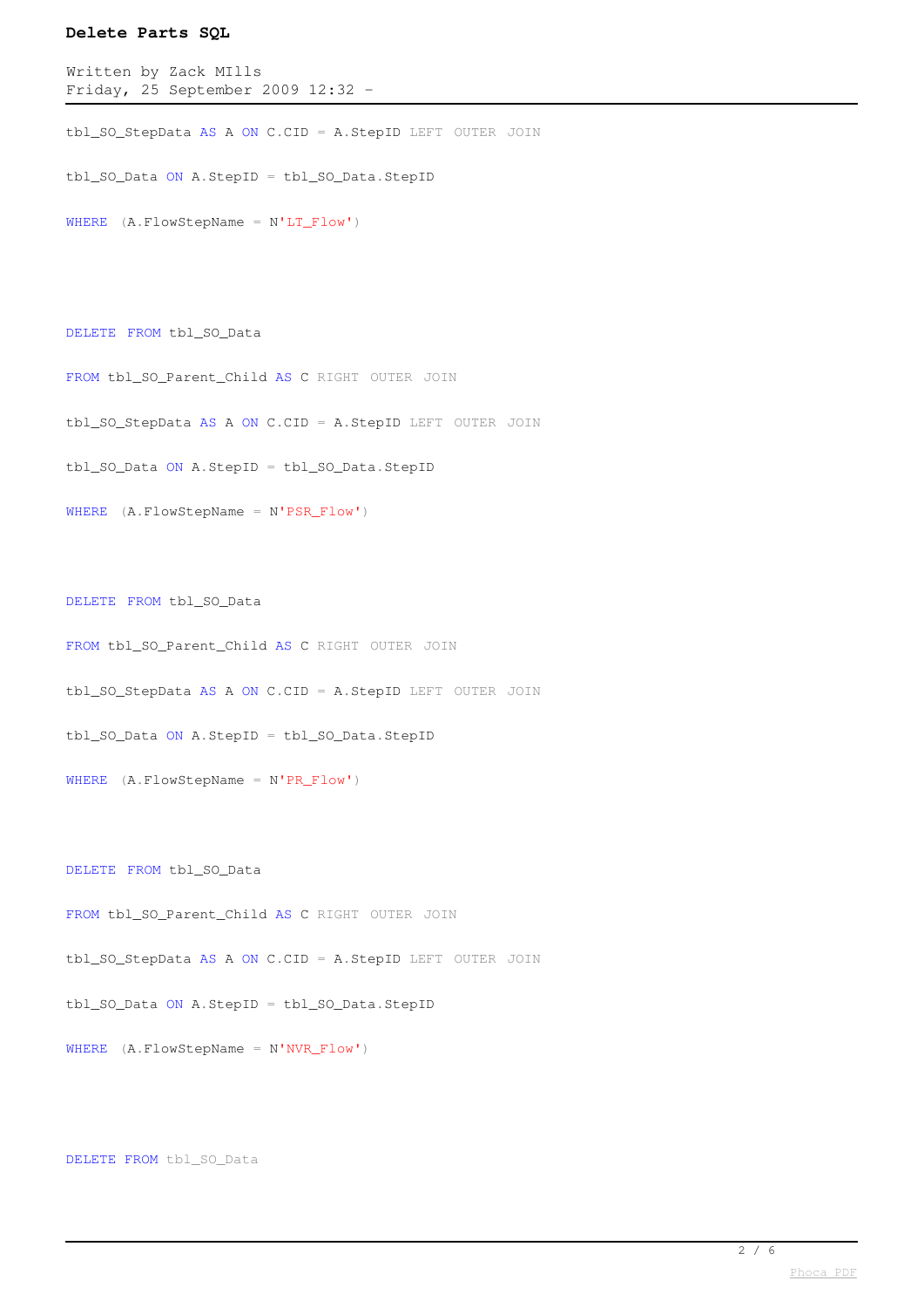```sql
tbl_SO_StepData AS A ON C.CID = A.StepID LEFT OUTER JOIN

tbl_SO_Data ON A.StepID = tbl_SO_Data.StepID

WHERE (A.FlowStepName = N'LT_Flow')




DELETE FROM tbl_SO_Data

FROM tbl_SO_Parent_Child AS C RIGHT OUTER JOIN

tbl_SO_StepData AS A ON C.CID = A.StepID LEFT OUTER JOIN

tbl_SO_Data ON A.StepID = tbl_SO_Data.StepID

WHERE (A.FlowStepName = N'PSR_Flow')



DELETE FROM tbl_SO_Data

FROM tbl_SO_Parent_Child AS C RIGHT OUTER JOIN

tbl_SO_StepData AS A ON C.CID = A.StepID LEFT OUTER JOIN

tbl_SO_Data ON A.StepID = tbl_SO_Data.StepID

WHERE (A.FlowStepName = N'PR_Flow')



DELETE FROM tbl_SO_Data

FROM tbl_SO_Parent_Child AS C RIGHT OUTER JOIN

tbl_SO_StepData AS A ON C.CID = A.StepID LEFT OUTER JOIN

tbl_SO_Data ON A.StepID = tbl_SO_Data.StepID

WHERE (A.FlowStepName = N'NVR_Flow')




DELETE FROM tbl_SO_Data
```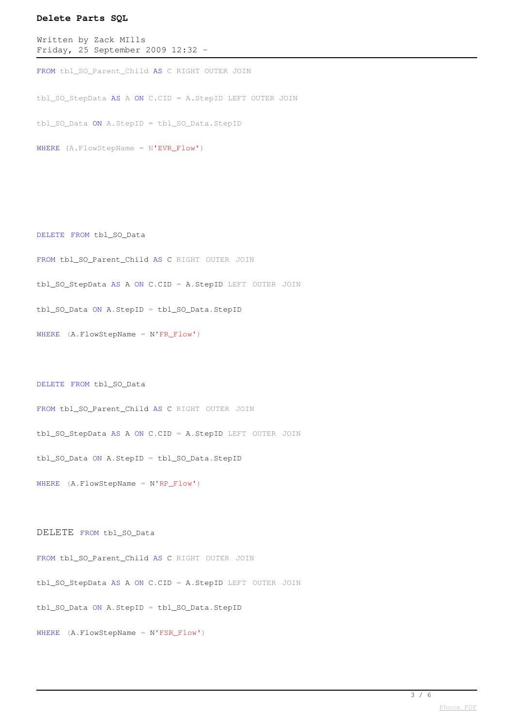```
FROM tbl_SO_Parent_Child AS C RIGHT OUTER JOIN

tbl_SO_StepData AS A ON C.CID = A.StepID LEFT OUTER JOIN

tbl_SO_Data ON A.StepID = tbl_SO_Data.StepID

WHERE (A.FlowStepName = N'EVR_Flow')




DELETE  FROM tbl_SO_Data

FROM tbl_SO_Parent_Child AS C RIGHT  OUTER  JOIN

tbl_SO_StepData AS A ON C.CID = A.StepID LEFT  OUTER  JOIN

tbl_SO_Data ON A.StepID = tbl_SO_Data.StepID

WHERE  (A.FlowStepName = N'FR_Flow')



DELETE  FROM tbl_SO_Data

FROM tbl_SO_Parent_Child AS C RIGHT  OUTER  JOIN

tbl_SO_StepData AS A ON C.CID = A.StepID LEFT  OUTER  JOIN

tbl_SO_Data ON A.StepID = tbl_SO_Data.StepID

WHERE  (A.FlowStepName = N'RP_Flow')



DELETE  FROM tbl_SO_Data

FROM tbl_SO_Parent_Child AS C RIGHT  OUTER  JOIN

tbl_SO_StepData AS A ON C.CID = A.StepID LEFT  OUTER  JOIN

tbl_SO_Data ON A.StepID = tbl_SO_Data.StepID

WHERE  (A.FlowStepName = N'FSR_Flow')
```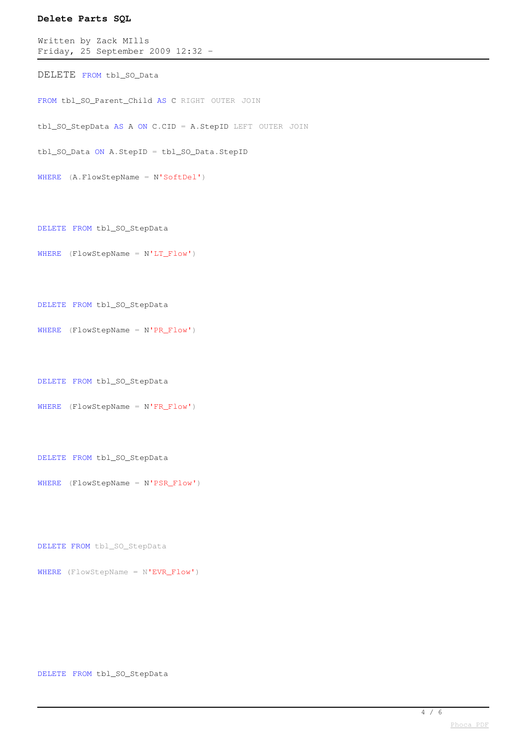**Delete Parts SQL**

Written by Zack MIlls
Friday, 25 September 2009 12:32 -

```
DELETE FROM tbl_SO_Data

FROM tbl_SO_Parent_Child AS C RIGHT OUTER JOIN

tbl_SO_StepData AS A ON C.CID = A.StepID LEFT OUTER JOIN

tbl_SO_Data ON A.StepID = tbl_SO_Data.StepID

WHERE (A.FlowStepName = N'SoftDel')



DELETE FROM tbl_SO_StepData

WHERE (FlowStepName = N'LT_Flow')



DELETE FROM tbl_SO_StepData

WHERE (FlowStepName = N'PR_Flow')



DELETE FROM tbl_SO_StepData

WHERE (FlowStepName = N'FR_Flow')



DELETE FROM tbl_SO_StepData

WHERE (FlowStepName = N'PSR_Flow')



DELETE FROM tbl_SO_StepData

WHERE (FlowStepName = N'EVR_Flow')



DELETE FROM tbl_SO_StepData
```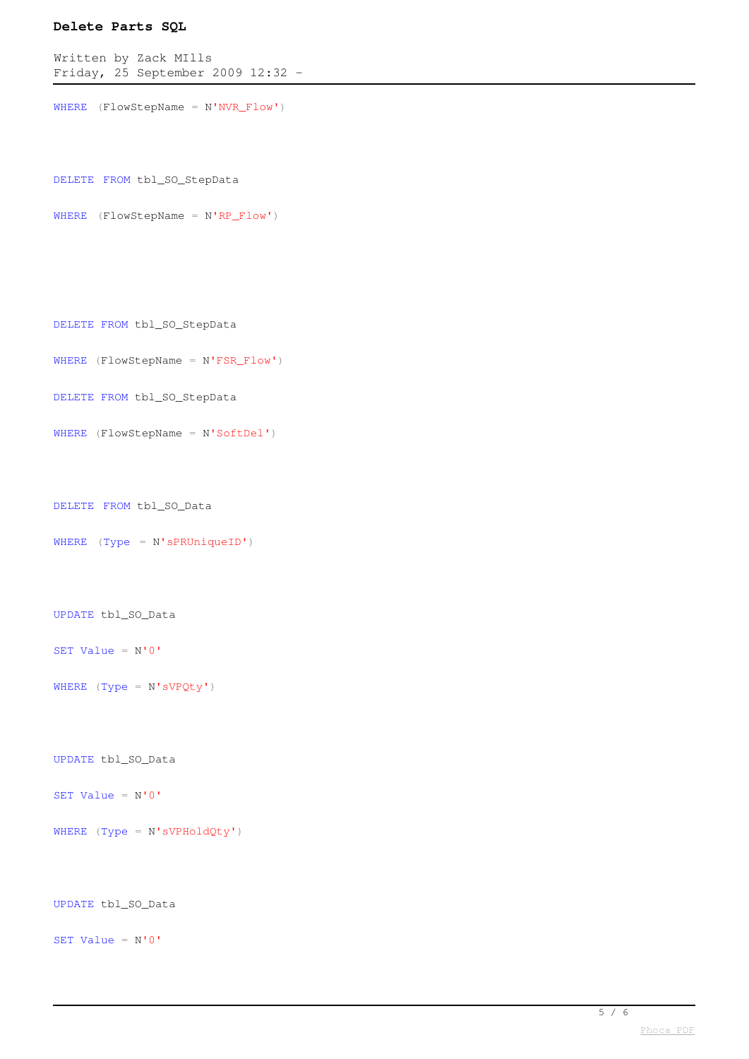```sql
WHERE  (FlowStepName = N'NVR_Flow')



DELETE  FROM tbl_SO_StepData

WHERE  (FlowStepName = N'RP_Flow')




DELETE FROM tbl_SO_StepData

WHERE (FlowStepName = N'FSR_Flow')

DELETE FROM tbl_SO_StepData

WHERE (FlowStepName = N'SoftDel')



DELETE  FROM tbl_SO_Data

WHERE  (Type  = N'sPRUniqueID')



UPDATE tbl_SO_Data

SET Value = N'0'

WHERE (Type = N'sVPQty')



UPDATE tbl_SO_Data

SET Value = N'0'

WHERE (Type = N'sVPHoldQty')



UPDATE tbl_SO_Data

SET Value = N'0'
```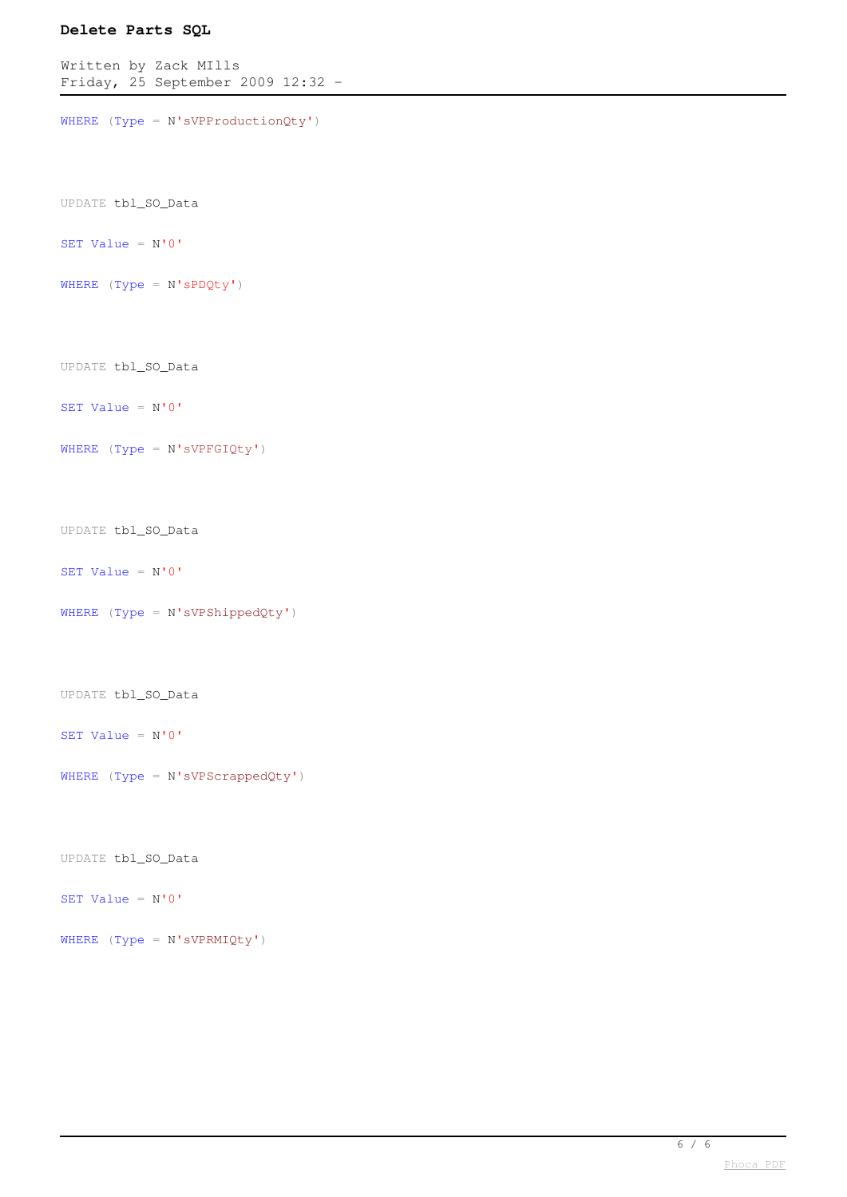```
WHERE (Type = N'sVPProductionQty')



UPDATE tbl_SO_Data

SET Value = N'0'

WHERE (Type = N'sPDQty')



UPDATE tbl_SO_Data

SET Value = N'0'

WHERE (Type = N'sVPFGIQty')



UPDATE tbl_SO_Data

SET Value = N'0'

WHERE (Type = N'sVPShippedQty')



UPDATE tbl_SO_Data

SET Value = N'0'

WHERE (Type = N'sVPScrappedQty')



UPDATE tbl_SO_Data

SET Value = N'0'

WHERE (Type = N'sVPRMIQty')
```